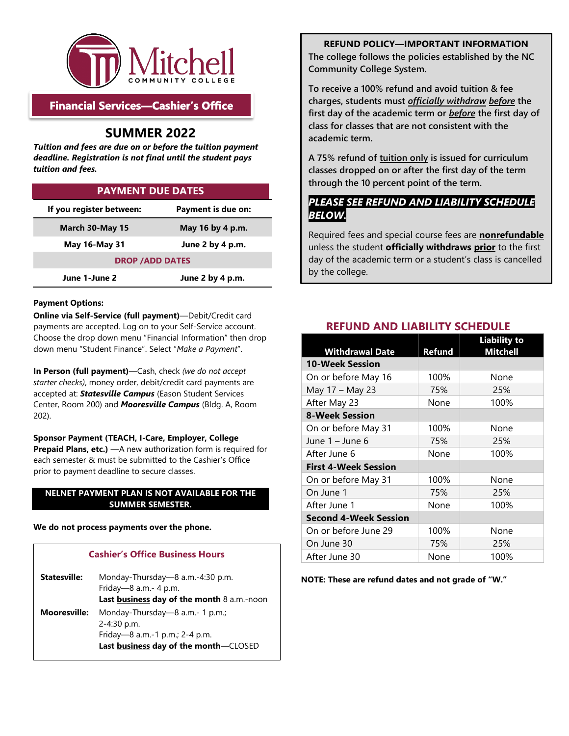Mitchell COMMUNITY COLLEGE

## Financial Services—Cashier's Office

# SUMMER 2022

***Tuition and fees are due on or before the tuition payment deadline. Registration is not final until the student pays tuition and fees.***

| PAYMENT DUE DATES | |
|---|---|
| **If you register between:** | **Payment is due on:** |
| **March 30-May 15** | **May 16 by 4 p.m.** |
| **May 16-May 31** | **June 2 by 4 p.m.** |
| **DROP /ADD DATES** | |
| **June 1-June 2** | **June 2 by 4 p.m.** |

**Payment Options:**

**Online via Self-Service (full payment)**—Debit/Credit card payments are accepted. Log on to your Self-Service account. Choose the drop down menu "Financial Information" then drop down menu "Student Finance". Select "*Make a Payment*".

**In Person (full payment)**—Cash, check *(we do not accept starter checks)*, money order, debit/credit card payments are accepted at: ***Statesville Campus*** (Eason Student Services Center, Room 200) and ***Mooresville Campus*** (Bldg. A, Room 202).

**Sponsor Payment (TEACH, I-Care, Employer, College Prepaid Plans, etc.)** —A new authorization form is required for each semester & must be submitted to the Cashier's Office prior to payment deadline to secure classes.

**NELNET PAYMENT PLAN IS NOT AVAILABLE FOR THE SUMMER SEMESTER.**

**We do not process payments over the phone.**

### Cashier's Office Business Hours

**Statesville:** Monday-Thursday—8 a.m.-4:30 p.m.
Friday—8 a.m.- 4 p.m.
**Last business day of the month** 8 a.m.-noon

**Mooresville:** Monday-Thursday—8 a.m.- 1 p.m.; 2-4:30 p.m.
Friday—8 a.m.-1 p.m.; 2-4 p.m.
**Last business day of the month**—CLOSED

**REFUND POLICY—IMPORTANT INFORMATION**

**The college follows the policies established by the NC Community College System.**

**To receive a 100% refund and avoid tuition & fee charges, students must *officially withdraw* *before* the first day of the academic term or *before* the first day of class for classes that are not consistent with the academic term.**

**A 75% refund of tuition only is issued for curriculum classes dropped on or after the first day of the term through the 10 percent point of the term.**

***PLEASE SEE REFUND AND LIABILITY SCHEDULE BELOW.***

Required fees and special course fees are **nonrefundable** unless the student **officially withdraws prior** to the first day of the academic term or a student's class is cancelled by the college.

## REFUND AND LIABILITY SCHEDULE

| Withdrawal Date | Refund | Liability to Mitchell |
|---|---|---|
| **10-Week Session** | | |
| On or before May 16 | 100% | None |
| May 17 – May 23 | 75% | 25% |
| After May 23 | None | 100% |
| **8-Week Session** | | |
| On or before May 31 | 100% | None |
| June 1 – June 6 | 75% | 25% |
| After June 6 | None | 100% |
| **First 4-Week Session** | | |
| On or before May 31 | 100% | None |
| On June 1 | 75% | 25% |
| After June 1 | None | 100% |
| **Second 4-Week Session** | | |
| On or before June 29 | 100% | None |
| On June 30 | 75% | 25% |
| After June 30 | None | 100% |

**NOTE: These are refund dates and not grade of "W."**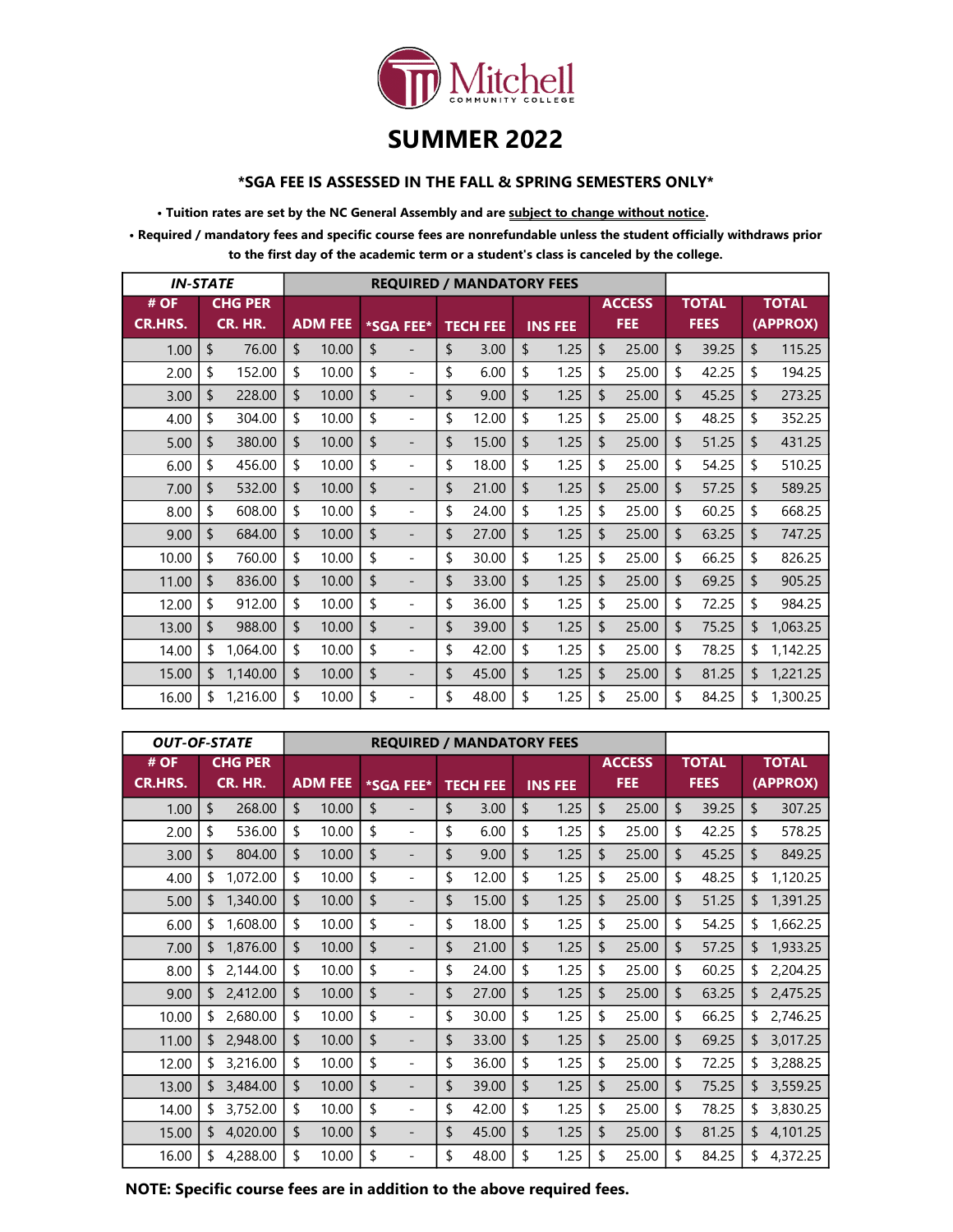Mitchell COMMUNITY COLLEGE

# SUMMER 2022

### *SGA FEE IS ASSESSED IN THE FALL & SPRING SEMESTERS ONLY*

- **Tuition rates are set by the NC General Assembly and are subject to change without notice.**
- **Required / mandatory fees and specific course fees are nonrefundable unless the student officially withdraws prior to the first day of the academic term or a student's class is canceled by the college.**

| *IN-STATE* | | REQUIRED / MANDATORY FEES | | | | | | |
|---|---|---|---|---|---|---|---|---|
| # OF CR.HRS. | CHG PER CR. HR. | ADM FEE | *SGA FEE* | TECH FEE | INS FEE | ACCESS FEE | TOTAL FEES | TOTAL (APPROX) |
| 1.00 | $ 76.00 | $ 10.00 | $ - | $ 3.00 | $ 1.25 | $ 25.00 | $ 39.25 | $ 115.25 |
| 2.00 | $ 152.00 | $ 10.00 | $ - | $ 6.00 | $ 1.25 | $ 25.00 | $ 42.25 | $ 194.25 |
| 3.00 | $ 228.00 | $ 10.00 | $ - | $ 9.00 | $ 1.25 | $ 25.00 | $ 45.25 | $ 273.25 |
| 4.00 | $ 304.00 | $ 10.00 | $ - | $ 12.00 | $ 1.25 | $ 25.00 | $ 48.25 | $ 352.25 |
| 5.00 | $ 380.00 | $ 10.00 | $ - | $ 15.00 | $ 1.25 | $ 25.00 | $ 51.25 | $ 431.25 |
| 6.00 | $ 456.00 | $ 10.00 | $ - | $ 18.00 | $ 1.25 | $ 25.00 | $ 54.25 | $ 510.25 |
| 7.00 | $ 532.00 | $ 10.00 | $ - | $ 21.00 | $ 1.25 | $ 25.00 | $ 57.25 | $ 589.25 |
| 8.00 | $ 608.00 | $ 10.00 | $ - | $ 24.00 | $ 1.25 | $ 25.00 | $ 60.25 | $ 668.25 |
| 9.00 | $ 684.00 | $ 10.00 | $ - | $ 27.00 | $ 1.25 | $ 25.00 | $ 63.25 | $ 747.25 |
| 10.00 | $ 760.00 | $ 10.00 | $ - | $ 30.00 | $ 1.25 | $ 25.00 | $ 66.25 | $ 826.25 |
| 11.00 | $ 836.00 | $ 10.00 | $ - | $ 33.00 | $ 1.25 | $ 25.00 | $ 69.25 | $ 905.25 |
| 12.00 | $ 912.00 | $ 10.00 | $ - | $ 36.00 | $ 1.25 | $ 25.00 | $ 72.25 | $ 984.25 |
| 13.00 | $ 988.00 | $ 10.00 | $ - | $ 39.00 | $ 1.25 | $ 25.00 | $ 75.25 | $ 1,063.25 |
| 14.00 | $ 1,064.00 | $ 10.00 | $ - | $ 42.00 | $ 1.25 | $ 25.00 | $ 78.25 | $ 1,142.25 |
| 15.00 | $ 1,140.00 | $ 10.00 | $ - | $ 45.00 | $ 1.25 | $ 25.00 | $ 81.25 | $ 1,221.25 |
| 16.00 | $ 1,216.00 | $ 10.00 | $ - | $ 48.00 | $ 1.25 | $ 25.00 | $ 84.25 | $ 1,300.25 |

| *OUT-OF-STATE* | | REQUIRED / MANDATORY FEES | | | | | | |
|---|---|---|---|---|---|---|---|---|
| # OF CR.HRS. | CHG PER CR. HR. | ADM FEE | *SGA FEE* | TECH FEE | INS FEE | ACCESS FEE | TOTAL FEES | TOTAL (APPROX) |
| 1.00 | $ 268.00 | $ 10.00 | $ - | $ 3.00 | $ 1.25 | $ 25.00 | $ 39.25 | $ 307.25 |
| 2.00 | $ 536.00 | $ 10.00 | $ - | $ 6.00 | $ 1.25 | $ 25.00 | $ 42.25 | $ 578.25 |
| 3.00 | $ 804.00 | $ 10.00 | $ - | $ 9.00 | $ 1.25 | $ 25.00 | $ 45.25 | $ 849.25 |
| 4.00 | $ 1,072.00 | $ 10.00 | $ - | $ 12.00 | $ 1.25 | $ 25.00 | $ 48.25 | $ 1,120.25 |
| 5.00 | $ 1,340.00 | $ 10.00 | $ - | $ 15.00 | $ 1.25 | $ 25.00 | $ 51.25 | $ 1,391.25 |
| 6.00 | $ 1,608.00 | $ 10.00 | $ - | $ 18.00 | $ 1.25 | $ 25.00 | $ 54.25 | $ 1,662.25 |
| 7.00 | $ 1,876.00 | $ 10.00 | $ - | $ 21.00 | $ 1.25 | $ 25.00 | $ 57.25 | $ 1,933.25 |
| 8.00 | $ 2,144.00 | $ 10.00 | $ - | $ 24.00 | $ 1.25 | $ 25.00 | $ 60.25 | $ 2,204.25 |
| 9.00 | $ 2,412.00 | $ 10.00 | $ - | $ 27.00 | $ 1.25 | $ 25.00 | $ 63.25 | $ 2,475.25 |
| 10.00 | $ 2,680.00 | $ 10.00 | $ - | $ 30.00 | $ 1.25 | $ 25.00 | $ 66.25 | $ 2,746.25 |
| 11.00 | $ 2,948.00 | $ 10.00 | $ - | $ 33.00 | $ 1.25 | $ 25.00 | $ 69.25 | $ 3,017.25 |
| 12.00 | $ 3,216.00 | $ 10.00 | $ - | $ 36.00 | $ 1.25 | $ 25.00 | $ 72.25 | $ 3,288.25 |
| 13.00 | $ 3,484.00 | $ 10.00 | $ - | $ 39.00 | $ 1.25 | $ 25.00 | $ 75.25 | $ 3,559.25 |
| 14.00 | $ 3,752.00 | $ 10.00 | $ - | $ 42.00 | $ 1.25 | $ 25.00 | $ 78.25 | $ 3,830.25 |
| 15.00 | $ 4,020.00 | $ 10.00 | $ - | $ 45.00 | $ 1.25 | $ 25.00 | $ 81.25 | $ 4,101.25 |
| 16.00 | $ 4,288.00 | $ 10.00 | $ - | $ 48.00 | $ 1.25 | $ 25.00 | $ 84.25 | $ 4,372.25 |

**NOTE: Specific course fees are in addition to the above required fees.**